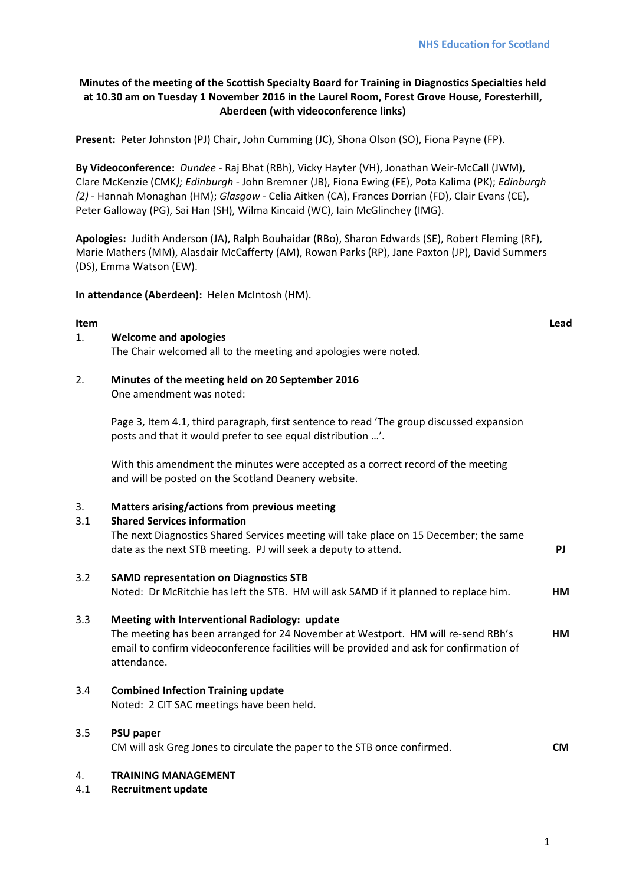NHS Education for Scotland

**Minutes of the meeting of the Scottish Specialty Board for Training in Diagnostics Specialties held at 10.30 am on Tuesday 1 November 2016 in the Laurel Room, Forest Grove House, Foresterhill, Aberdeen (with videoconference links)**

**Present:** Peter Johnston (PJ) Chair, John Cumming (JC), Shona Olson (SO), Fiona Payne (FP).

**By Videoconference:** *Dundee* - Raj Bhat (RBh), Vicky Hayter (VH), Jonathan Weir-McCall (JWM), Clare McKenzie (CMK*); Edinburgh* - John Bremner (JB), Fiona Ewing (FE), Pota Kalima (PK); *Edinburgh (2)* - Hannah Monaghan (HM); *Glasgow* - Celia Aitken (CA), Frances Dorrian (FD), Clair Evans (CE), Peter Galloway (PG), Sai Han (SH), Wilma Kincaid (WC), Iain McGlinchey (IMG).

**Apologies:** Judith Anderson (JA), Ralph Bouhaidar (RBo), Sharon Edwards (SE), Robert Fleming (RF), Marie Mathers (MM), Alasdair McCafferty (AM), Rowan Parks (RP), Jane Paxton (JP), David Summers (DS), Emma Watson (EW).

**In attendance (Aberdeen):** Helen McIntosh (HM).

| **Item** | | **Lead** |
|---|---|---|
| 1. | **Welcome and apologies**<br>The Chair welcomed all to the meeting and apologies were noted. | |
| 2. | **Minutes of the meeting held on 20 September 2016**<br>One amendment was noted:<br><br>Page 3, Item 4.1, third paragraph, first sentence to read 'The group discussed expansion posts and that it would prefer to see equal distribution …'.<br><br>With this amendment the minutes were accepted as a correct record of the meeting and will be posted on the Scotland Deanery website. | |
| 3. | **Matters arising/actions from previous meeting** | |
| 3.1 | **Shared Services information**<br>The next Diagnostics Shared Services meeting will take place on 15 December; the same date as the next STB meeting. PJ will seek a deputy to attend. | **PJ** |
| 3.2 | **SAMD representation on Diagnostics STB**<br>Noted: Dr McRitchie has left the STB. HM will ask SAMD if it planned to replace him. | **HM** |
| 3.3 | **Meeting with Interventional Radiology: update**<br>The meeting has been arranged for 24 November at Westport. HM will re-send RBh's email to confirm videoconference facilities will be provided and ask for confirmation of attendance. | **HM** |
| 3.4 | **Combined Infection Training update**<br>Noted: 2 CIT SAC meetings have been held. | |
| 3.5 | **PSU paper**<br>CM will ask Greg Jones to circulate the paper to the STB once confirmed. | **CM** |
| 4. | **TRAINING MANAGEMENT** | |
| 4.1 | **Recruitment update** | |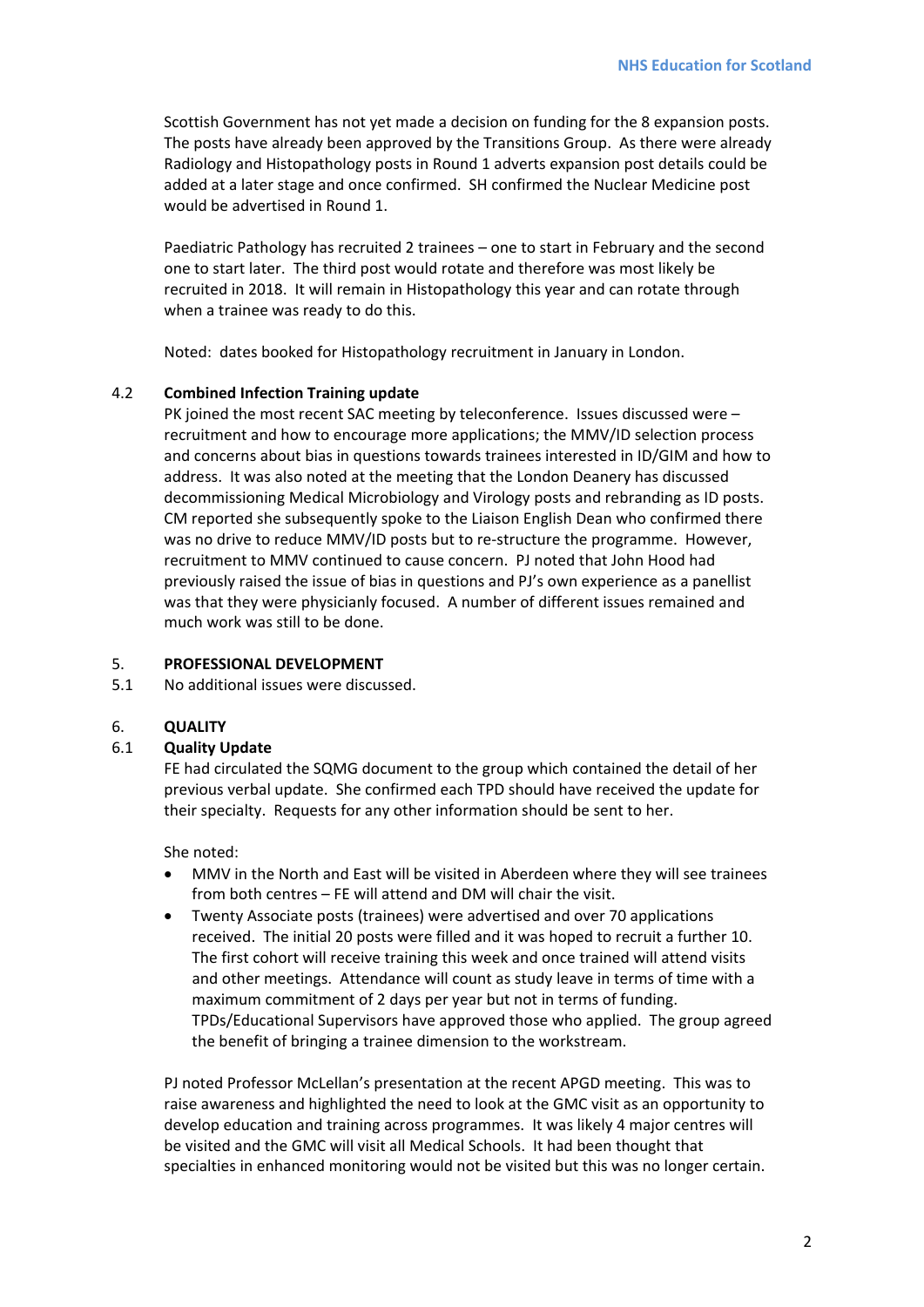Scottish Government has not yet made a decision on funding for the 8 expansion posts. The posts have already been approved by the Transitions Group. As there were already Radiology and Histopathology posts in Round 1 adverts expansion post details could be added at a later stage and once confirmed. SH confirmed the Nuclear Medicine post would be advertised in Round 1.

Paediatric Pathology has recruited 2 trainees – one to start in February and the second one to start later. The third post would rotate and therefore was most likely be recruited in 2018. It will remain in Histopathology this year and can rotate through when a trainee was ready to do this.

Noted: dates booked for Histopathology recruitment in January in London.

4.2 **Combined Infection Training update**

PK joined the most recent SAC meeting by teleconference. Issues discussed were – recruitment and how to encourage more applications; the MMV/ID selection process and concerns about bias in questions towards trainees interested in ID/GIM and how to address. It was also noted at the meeting that the London Deanery has discussed decommissioning Medical Microbiology and Virology posts and rebranding as ID posts. CM reported she subsequently spoke to the Liaison English Dean who confirmed there was no drive to reduce MMV/ID posts but to re-structure the programme. However, recruitment to MMV continued to cause concern. PJ noted that John Hood had previously raised the issue of bias in questions and PJ's own experience as a panellist was that they were physicianly focused. A number of different issues remained and much work was still to be done.

## 5. PROFESSIONAL DEVELOPMENT

5.1 No additional issues were discussed.

## 6. QUALITY

6.1 **Quality Update**

FE had circulated the SQMG document to the group which contained the detail of her previous verbal update. She confirmed each TPD should have received the update for their specialty. Requests for any other information should be sent to her.

She noted:

- MMV in the North and East will be visited in Aberdeen where they will see trainees from both centres – FE will attend and DM will chair the visit.
- Twenty Associate posts (trainees) were advertised and over 70 applications received. The initial 20 posts were filled and it was hoped to recruit a further 10. The first cohort will receive training this week and once trained will attend visits and other meetings. Attendance will count as study leave in terms of time with a maximum commitment of 2 days per year but not in terms of funding. TPDs/Educational Supervisors have approved those who applied. The group agreed the benefit of bringing a trainee dimension to the workstream.

PJ noted Professor McLellan's presentation at the recent APGD meeting. This was to raise awareness and highlighted the need to look at the GMC visit as an opportunity to develop education and training across programmes. It was likely 4 major centres will be visited and the GMC will visit all Medical Schools. It had been thought that specialties in enhanced monitoring would not be visited but this was no longer certain.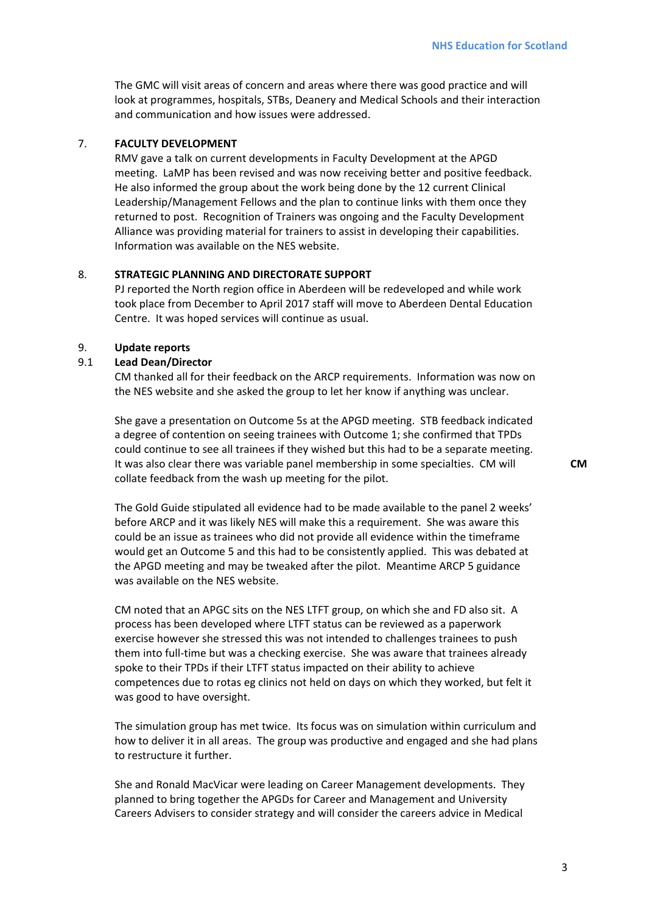The GMC will visit areas of concern and areas where there was good practice and will look at programmes, hospitals, STBs, Deanery and Medical Schools and their interaction and communication and how issues were addressed.

## 7. FACULTY DEVELOPMENT

RMV gave a talk on current developments in Faculty Development at the APGD meeting. LaMP has been revised and was now receiving better and positive feedback. He also informed the group about the work being done by the 12 current Clinical Leadership/Management Fellows and the plan to continue links with them once they returned to post. Recognition of Trainers was ongoing and the Faculty Development Alliance was providing material for trainers to assist in developing their capabilities. Information was available on the NES website.

## 8. STRATEGIC PLANNING AND DIRECTORATE SUPPORT

PJ reported the North region office in Aberdeen will be redeveloped and while work took place from December to April 2017 staff will move to Aberdeen Dental Education Centre. It was hoped services will continue as usual.

## 9. Update reports

### 9.1 Lead Dean/Director

CM thanked all for their feedback on the ARCP requirements. Information was now on the NES website and she asked the group to let her know if anything was unclear.

She gave a presentation on Outcome 5s at the APGD meeting. STB feedback indicated a degree of contention on seeing trainees with Outcome 1; she confirmed that TPDs could continue to see all trainees if they wished but this had to be a separate meeting. It was also clear there was variable panel membership in some specialties. CM will collate feedback from the wash up meeting for the pilot. **CM**

The Gold Guide stipulated all evidence had to be made available to the panel 2 weeks' before ARCP and it was likely NES will make this a requirement. She was aware this could be an issue as trainees who did not provide all evidence within the timeframe would get an Outcome 5 and this had to be consistently applied. This was debated at the APGD meeting and may be tweaked after the pilot. Meantime ARCP 5 guidance was available on the NES website.

CM noted that an APGC sits on the NES LTFT group, on which she and FD also sit. A process has been developed where LTFT status can be reviewed as a paperwork exercise however she stressed this was not intended to challenges trainees to push them into full-time but was a checking exercise. She was aware that trainees already spoke to their TPDs if their LTFT status impacted on their ability to achieve competences due to rotas eg clinics not held on days on which they worked, but felt it was good to have oversight.

The simulation group has met twice. Its focus was on simulation within curriculum and how to deliver it in all areas. The group was productive and engaged and she had plans to restructure it further.

She and Ronald MacVicar were leading on Career Management developments. They planned to bring together the APGDs for Career and Management and University Careers Advisers to consider strategy and will consider the careers advice in Medical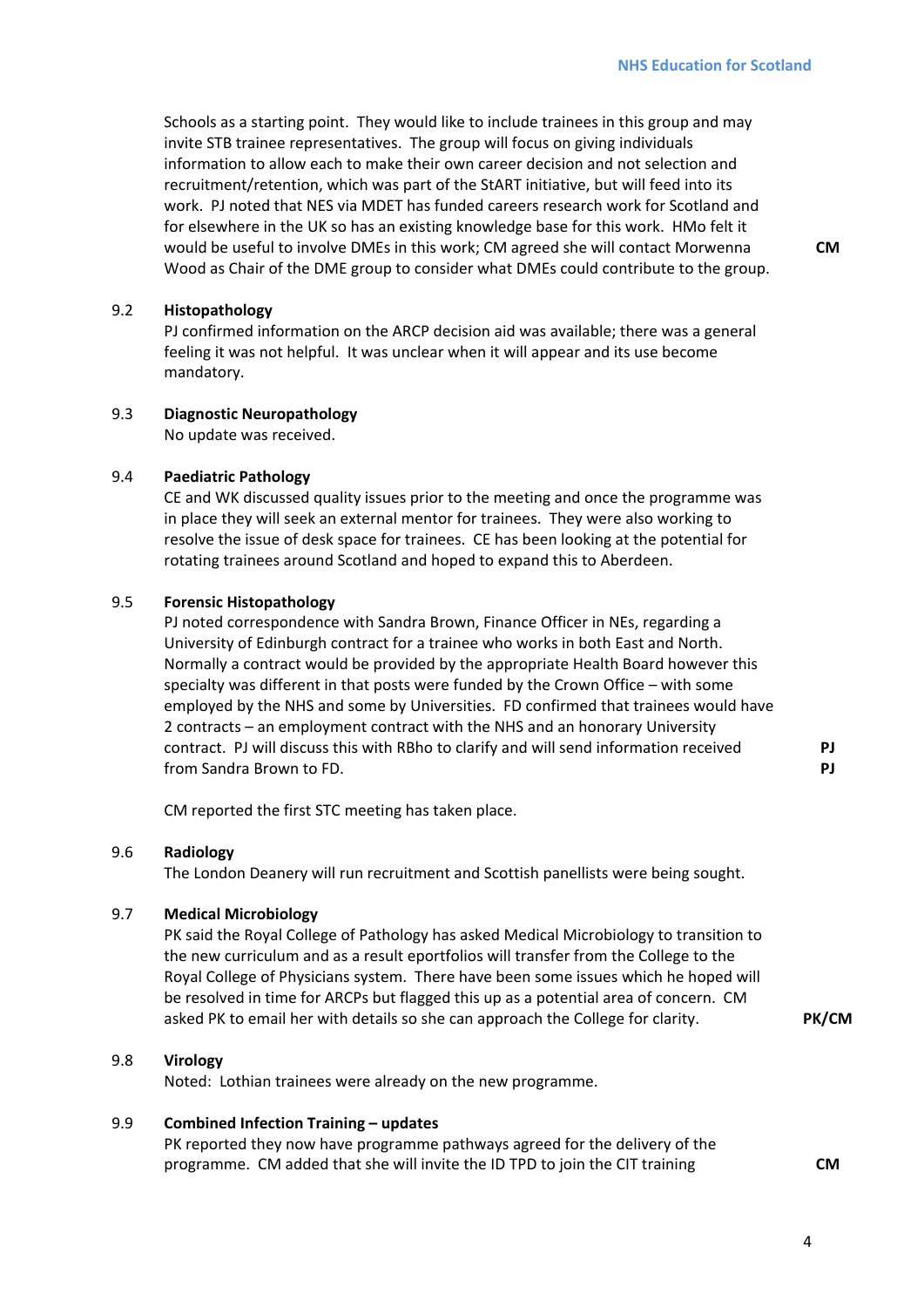Schools as a starting point. They would like to include trainees in this group and may invite STB trainee representatives. The group will focus on giving individuals information to allow each to make their own career decision and not selection and recruitment/retention, which was part of the StART initiative, but will feed into its work. PJ noted that NES via MDET has funded careers research work for Scotland and for elsewhere in the UK so has an existing knowledge base for this work. HMo felt it would be useful to involve DMEs in this work; CM agreed she will contact Morwenna Wood as Chair of the DME group to consider what DMEs could contribute to the group. **CM**

9.2 **Histopathology**

PJ confirmed information on the ARCP decision aid was available; there was a general feeling it was not helpful. It was unclear when it will appear and its use become mandatory.

9.3 **Diagnostic Neuropathology**

No update was received.

9.4 **Paediatric Pathology**

CE and WK discussed quality issues prior to the meeting and once the programme was in place they will seek an external mentor for trainees. They were also working to resolve the issue of desk space for trainees. CE has been looking at the potential for rotating trainees around Scotland and hoped to expand this to Aberdeen.

9.5 **Forensic Histopathology**

PJ noted correspondence with Sandra Brown, Finance Officer in NEs, regarding a University of Edinburgh contract for a trainee who works in both East and North. Normally a contract would be provided by the appropriate Health Board however this specialty was different in that posts were funded by the Crown Office – with some employed by the NHS and some by Universities. FD confirmed that trainees would have 2 contracts – an employment contract with the NHS and an honorary University contract. PJ will discuss this with RBho to clarify and will send information received from Sandra Brown to FD. **PJ** **PJ**

CM reported the first STC meeting has taken place.

9.6 **Radiology**

The London Deanery will run recruitment and Scottish panellists were being sought.

9.7 **Medical Microbiology**

PK said the Royal College of Pathology has asked Medical Microbiology to transition to the new curriculum and as a result eportfolios will transfer from the College to the Royal College of Physicians system. There have been some issues which he hoped will be resolved in time for ARCPs but flagged this up as a potential area of concern. CM asked PK to email her with details so she can approach the College for clarity. **PK/CM**

9.8 **Virology**

Noted: Lothian trainees were already on the new programme.

9.9 **Combined Infection Training – updates**

PK reported they now have programme pathways agreed for the delivery of the programme. CM added that she will invite the ID TPD to join the CIT training **CM**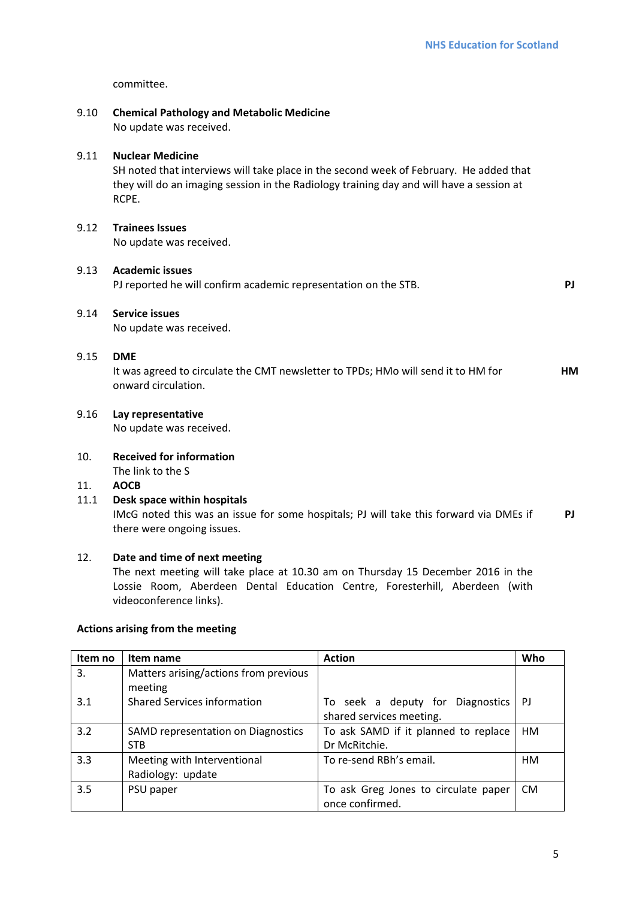committee.

**9.10 Chemical Pathology and Metabolic Medicine**
No update was received.

**9.11 Nuclear Medicine**
SH noted that interviews will take place in the second week of February. He added that they will do an imaging session in the Radiology training day and will have a session at RCPE.

**9.12 Trainees Issues**
No update was received.

**9.13 Academic issues**
PJ reported he will confirm academic representation on the STB. **PJ**

**9.14 Service issues**
No update was received.

**9.15 DME**
It was agreed to circulate the CMT newsletter to TPDs; HMo will send it to HM for onward circulation. **HM**

**9.16 Lay representative**
No update was received.

**10. Received for information**
The link to the S

**11. AOCB**

**11.1 Desk space within hospitals**
IMcG noted this was an issue for some hospitals; PJ will take this forward via DMEs if there were ongoing issues. **PJ**

**12. Date and time of next meeting**
The next meeting will take place at 10.30 am on Thursday 15 December 2016 in the Lossie Room, Aberdeen Dental Education Centre, Foresterhill, Aberdeen (with videoconference links).

**Actions arising from the meeting**

| Item no | Item name | Action | Who |
|---|---|---|---|
| 3. | Matters arising/actions from previous meeting | | |
| 3.1 | Shared Services information | To seek a deputy for Diagnostics shared services meeting. | PJ |
| 3.2 | SAMD representation on Diagnostics STB | To ask SAMD if it planned to replace Dr McRitchie. | HM |
| 3.3 | Meeting with Interventional Radiology: update | To re-send RBh's email. | HM |
| 3.5 | PSU paper | To ask Greg Jones to circulate paper once confirmed. | CM |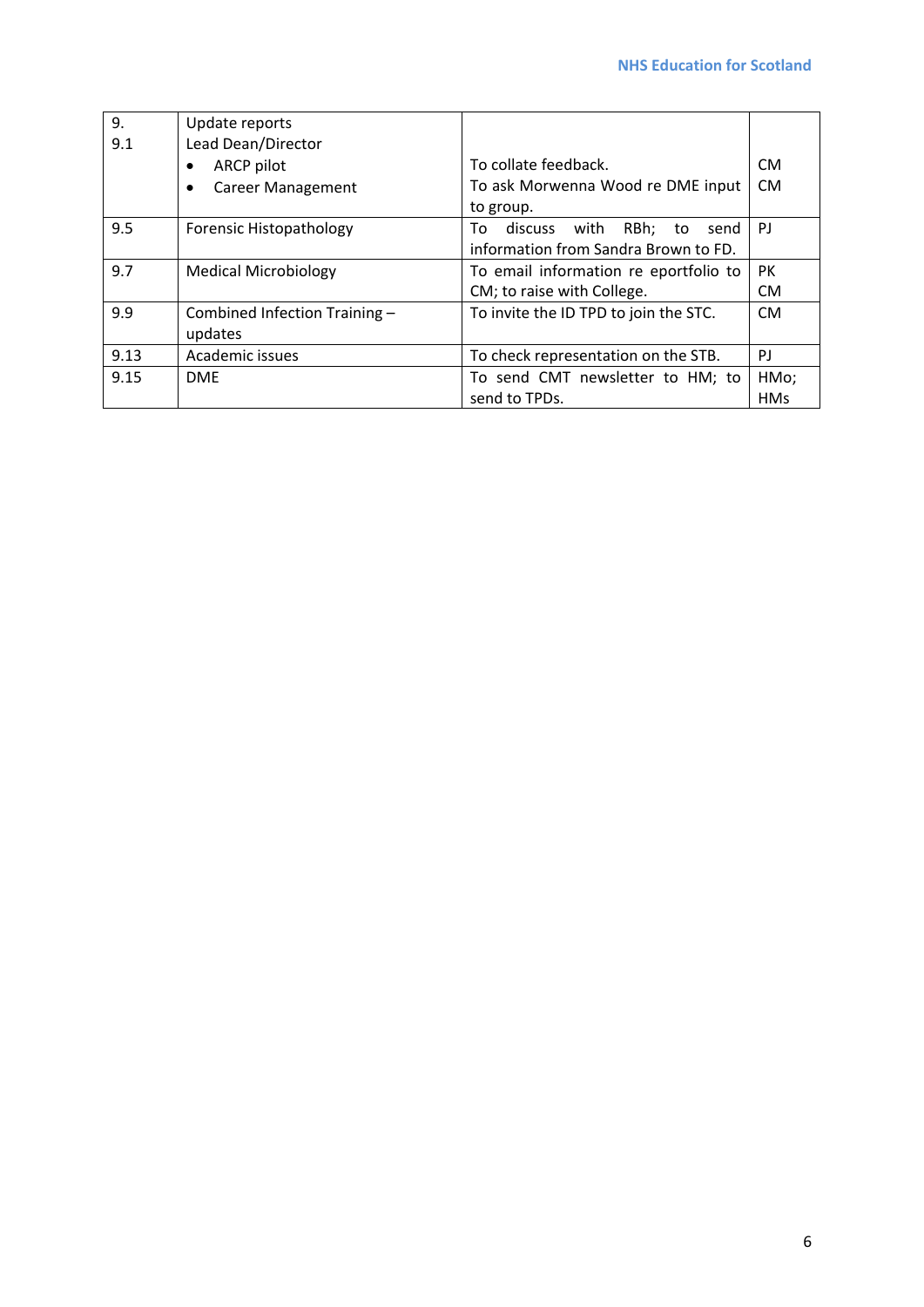| | | | |
|---|---|---|---|
| 9.<br>9.1 | Update reports<br>Lead Dean/Director<br>• ARCP pilot<br>• Career Management | To collate feedback.<br>To ask Morwenna Wood re DME input to group. | CM<br>CM |
| 9.5 | Forensic Histopathology | To discuss with RBh; to send information from Sandra Brown to FD. | PJ |
| 9.7 | Medical Microbiology | To email information re eportfolio to CM; to raise with College. | PK<br>CM |
| 9.9 | Combined Infection Training – updates | To invite the ID TPD to join the STC. | CM |
| 9.13 | Academic issues | To check representation on the STB. | PJ |
| 9.15 | DME | To send CMT newsletter to HM; to send to TPDs. | HMo;<br>HMs |